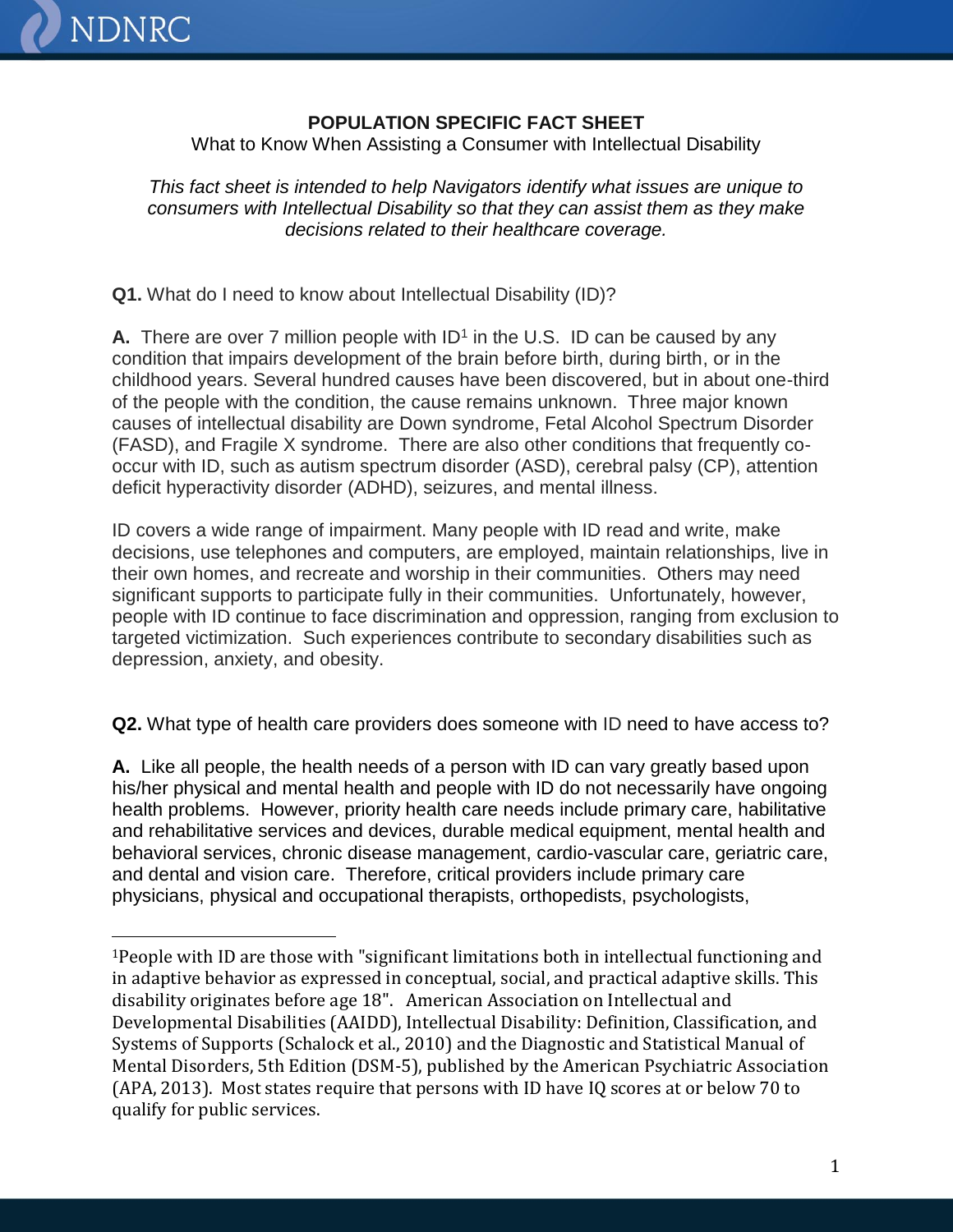**POPULATION SPECIFIC FACT SHEET**

What to Know When Assisting a Consumer with Intellectual Disability

*This fact sheet is intended to help Navigators identify what issues are unique to consumers with Intellectual Disability so that they can assist them as they make decisions related to their healthcare coverage.*

**Q1.** What do I need to know about Intellectual Disability (ID)?

**A.** There are over 7 million people with ID[1] in the U.S. ID can be caused by any condition that impairs development of the brain before birth, during birth, or in the childhood years. Several hundred causes have been discovered, but in about one-third of the people with the condition, the cause remains unknown. Three major known causes of intellectual disability are Down syndrome, Fetal Alcohol Spectrum Disorder (FASD), and Fragile X syndrome. There are also other conditions that frequently co-occur with ID, such as autism spectrum disorder (ASD), cerebral palsy (CP), attention deficit hyperactivity disorder (ADHD), seizures, and mental illness.

ID covers a wide range of impairment. Many people with ID read and write, make decisions, use telephones and computers, are employed, maintain relationships, live in their own homes, and recreate and worship in their communities. Others may need significant supports to participate fully in their communities. Unfortunately, however, people with ID continue to face discrimination and oppression, ranging from exclusion to targeted victimization. Such experiences contribute to secondary disabilities such as depression, anxiety, and obesity.

**Q2.** What type of health care providers does someone with ID need to have access to?

**A.** Like all people, the health needs of a person with ID can vary greatly based upon his/her physical and mental health and people with ID do not necessarily have ongoing health problems. However, priority health care needs include primary care, habilitative and rehabilitative services and devices, durable medical equipment, mental health and behavioral services, chronic disease management, cardio-vascular care, geriatric care, and dental and vision care. Therefore, critical providers include primary care physicians, physical and occupational therapists, orthopedists, psychologists,

---

[1]People with ID are those with "significant limitations both in intellectual functioning and in adaptive behavior as expressed in conceptual, social, and practical adaptive skills. This disability originates before age 18". American Association on Intellectual and Developmental Disabilities (AAIDD), Intellectual Disability: Definition, Classification, and Systems of Supports (Schalock et al., 2010) and the Diagnostic and Statistical Manual of Mental Disorders, 5th Edition (DSM-5), published by the American Psychiatric Association (APA, 2013). Most states require that persons with ID have IQ scores at or below 70 to qualify for public services.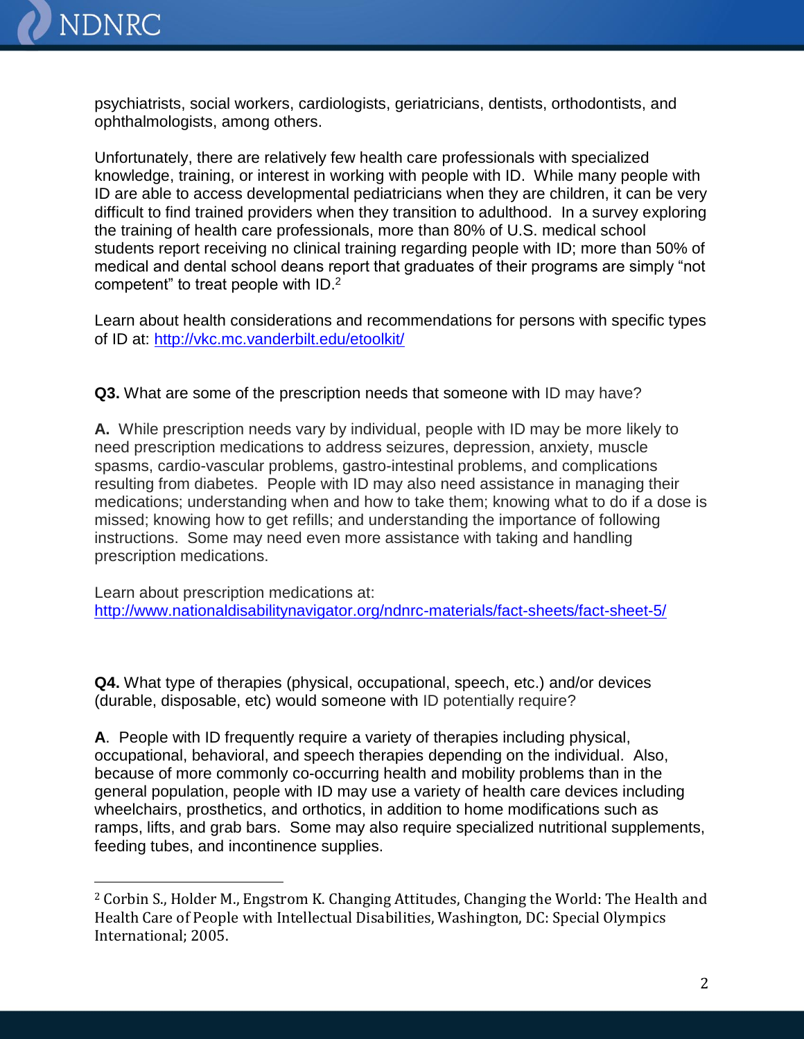psychiatrists, social workers, cardiologists, geriatricians, dentists, orthodontists, and ophthalmologists, among others.

Unfortunately, there are relatively few health care professionals with specialized knowledge, training, or interest in working with people with ID. While many people with ID are able to access developmental pediatricians when they are children, it can be very difficult to find trained providers when they transition to adulthood. In a survey exploring the training of health care professionals, more than 80% of U.S. medical school students report receiving no clinical training regarding people with ID; more than 50% of medical and dental school deans report that graduates of their programs are simply "not competent" to treat people with ID.[2]

Learn about health considerations and recommendations for persons with specific types of ID at: [http://vkc.mc.vanderbilt.edu/etoolkit/](http://vkc.mc.vanderbilt.edu/etoolkit/)

**Q3.** What are some of the prescription needs that someone with ID may have?

**A.** While prescription needs vary by individual, people with ID may be more likely to need prescription medications to address seizures, depression, anxiety, muscle spasms, cardio-vascular problems, gastro-intestinal problems, and complications resulting from diabetes. People with ID may also need assistance in managing their medications; understanding when and how to take them; knowing what to do if a dose is missed; knowing how to get refills; and understanding the importance of following instructions. Some may need even more assistance with taking and handling prescription medications.

Learn about prescription medications at:
[http://www.nationaldisabilitynavigator.org/ndnrc-materials/fact-sheets/fact-sheet-5/](http://www.nationaldisabilitynavigator.org/ndnrc-materials/fact-sheets/fact-sheet-5/)

**Q4.** What type of therapies (physical, occupational, speech, etc.) and/or devices (durable, disposable, etc) would someone with ID potentially require?

**A**. People with ID frequently require a variety of therapies including physical, occupational, behavioral, and speech therapies depending on the individual. Also, because of more commonly co-occurring health and mobility problems than in the general population, people with ID may use a variety of health care devices including wheelchairs, prosthetics, and orthotics, in addition to home modifications such as ramps, lifts, and grab bars. Some may also require specialized nutritional supplements, feeding tubes, and incontinence supplies.

---

[2] Corbin S., Holder M., Engstrom K. Changing Attitudes, Changing the World: The Health and Health Care of People with Intellectual Disabilities, Washington, DC: Special Olympics International; 2005.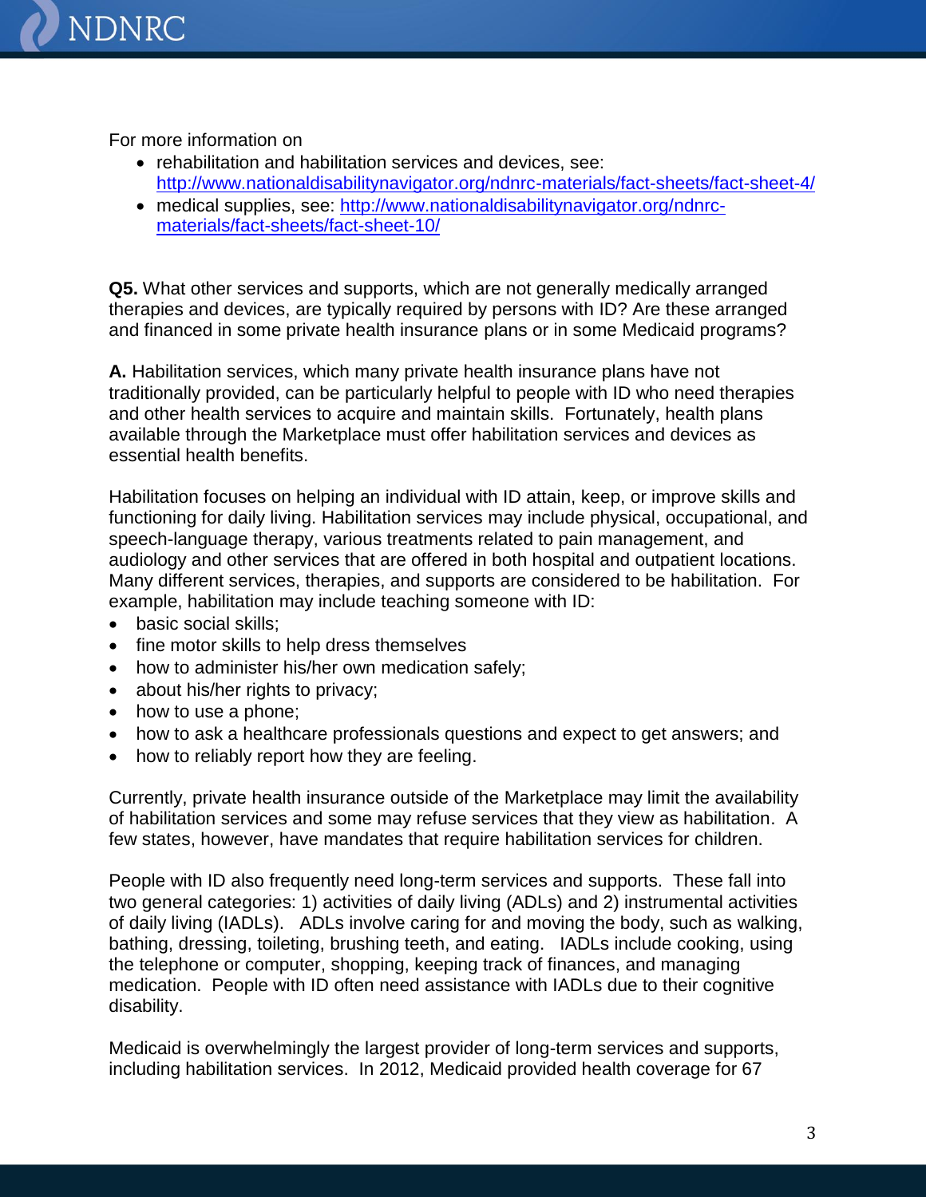For more information on

- rehabilitation and habilitation services and devices, see: http://www.nationaldisabilitynavigator.org/ndnrc-materials/fact-sheets/fact-sheet-4/
- medical supplies, see: http://www.nationaldisabilitynavigator.org/ndnrc-materials/fact-sheets/fact-sheet-10/

**Q5.** What other services and supports, which are not generally medically arranged therapies and devices, are typically required by persons with ID? Are these arranged and financed in some private health insurance plans or in some Medicaid programs?

**A.** Habilitation services, which many private health insurance plans have not traditionally provided, can be particularly helpful to people with ID who need therapies and other health services to acquire and maintain skills. Fortunately, health plans available through the Marketplace must offer habilitation services and devices as essential health benefits.

Habilitation focuses on helping an individual with ID attain, keep, or improve skills and functioning for daily living. Habilitation services may include physical, occupational, and speech-language therapy, various treatments related to pain management, and audiology and other services that are offered in both hospital and outpatient locations. Many different services, therapies, and supports are considered to be habilitation. For example, habilitation may include teaching someone with ID:

- basic social skills;
- fine motor skills to help dress themselves
- how to administer his/her own medication safely;
- about his/her rights to privacy;
- how to use a phone;
- how to ask a healthcare professionals questions and expect to get answers; and
- how to reliably report how they are feeling.

Currently, private health insurance outside of the Marketplace may limit the availability of habilitation services and some may refuse services that they view as habilitation. A few states, however, have mandates that require habilitation services for children.

People with ID also frequently need long-term services and supports. These fall into two general categories: 1) activities of daily living (ADLs) and 2) instrumental activities of daily living (IADLs). ADLs involve caring for and moving the body, such as walking, bathing, dressing, toileting, brushing teeth, and eating. IADLs include cooking, using the telephone or computer, shopping, keeping track of finances, and managing medication. People with ID often need assistance with IADLs due to their cognitive disability.

Medicaid is overwhelmingly the largest provider of long-term services and supports, including habilitation services. In 2012, Medicaid provided health coverage for 67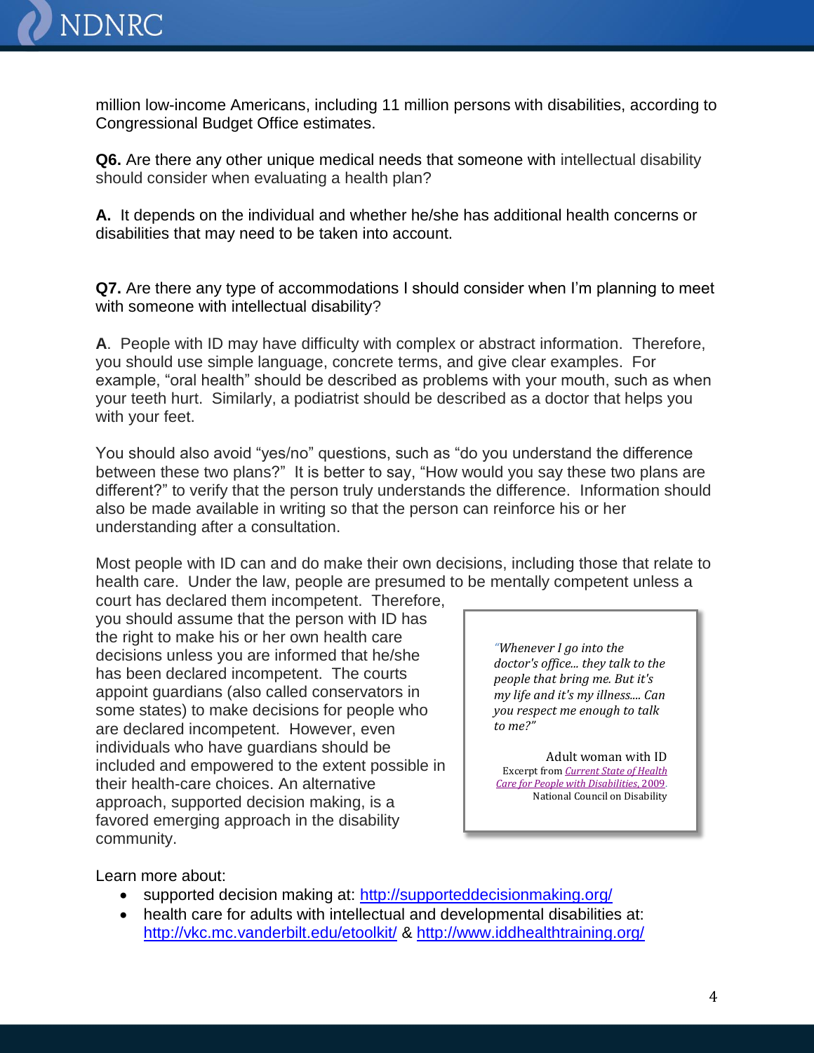million low-income Americans, including 11 million persons with disabilities, according to Congressional Budget Office estimates.

**Q6.** Are there any other unique medical needs that someone with intellectual disability should consider when evaluating a health plan?

**A.** It depends on the individual and whether he/she has additional health concerns or disabilities that may need to be taken into account.

**Q7.** Are there any type of accommodations I should consider when I'm planning to meet with someone with intellectual disability?

**A**. People with ID may have difficulty with complex or abstract information. Therefore, you should use simple language, concrete terms, and give clear examples. For example, "oral health" should be described as problems with your mouth, such as when your teeth hurt. Similarly, a podiatrist should be described as a doctor that helps you with your feet.

You should also avoid "yes/no" questions, such as "do you understand the difference between these two plans?" It is better to say, "How would you say these two plans are different?" to verify that the person truly understands the difference. Information should also be made available in writing so that the person can reinforce his or her understanding after a consultation.

Most people with ID can and do make their own decisions, including those that relate to health care. Under the law, people are presumed to be mentally competent unless a court has declared them incompetent. Therefore, you should assume that the person with ID has the right to make his or her own health care decisions unless you are informed that he/she has been declared incompetent. The courts appoint guardians (also called conservators in some states) to make decisions for people who are declared incompetent. However, even individuals who have guardians should be included and empowered to the extent possible in their health-care choices. An alternative approach, supported decision making, is a favored emerging approach in the disability community.

> *"Whenever I go into the doctor's office... they talk to the people that bring me. But it's my life and it's my illness.... Can you respect me enough to talk to me?"*
>
> Adult woman with ID
> Excerpt from [*Current State of Health Care for People with Disabilities*, 2009](#).
> National Council on Disability

Learn more about:

- supported decision making at: http://supporteddecisionmaking.org/
- health care for adults with intellectual and developmental disabilities at: http://vkc.mc.vanderbilt.edu/etoolkit/ & http://www.iddhealthtraining.org/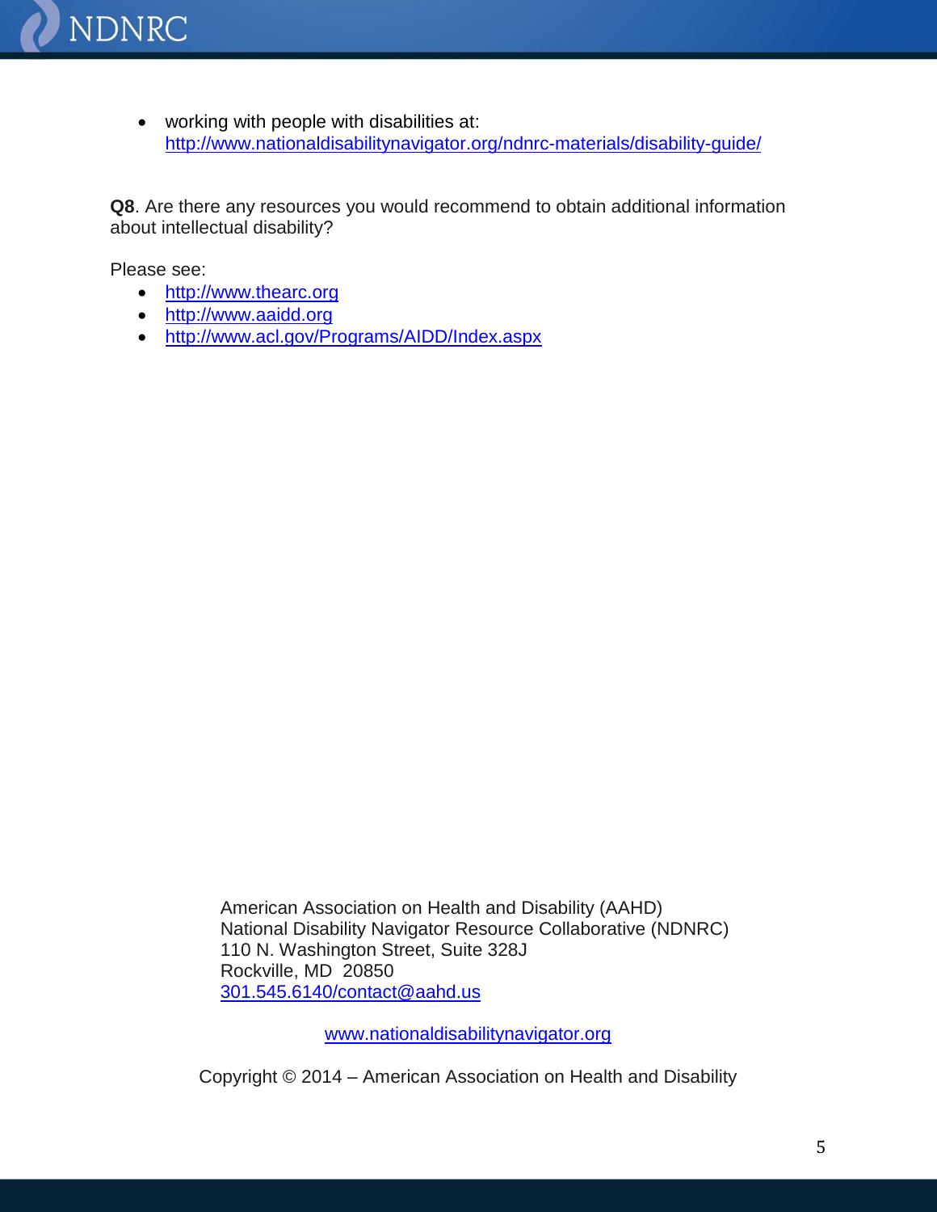- working with people with disabilities at: http://www.nationaldisabilitynavigator.org/ndnrc-materials/disability-guide/

**Q8**. Are there any resources you would recommend to obtain additional information about intellectual disability?

Please see:

- http://www.thearc.org
- http://www.aaidd.org
- http://www.acl.gov/Programs/AIDD/Index.aspx

American Association on Health and Disability (AAHD)
National Disability Navigator Resource Collaborative (NDNRC)
110 N. Washington Street, Suite 328J
Rockville, MD 20850
301.545.6140/contact@aahd.us

www.nationaldisabilitynavigator.org

Copyright © 2014 – American Association on Health and Disability